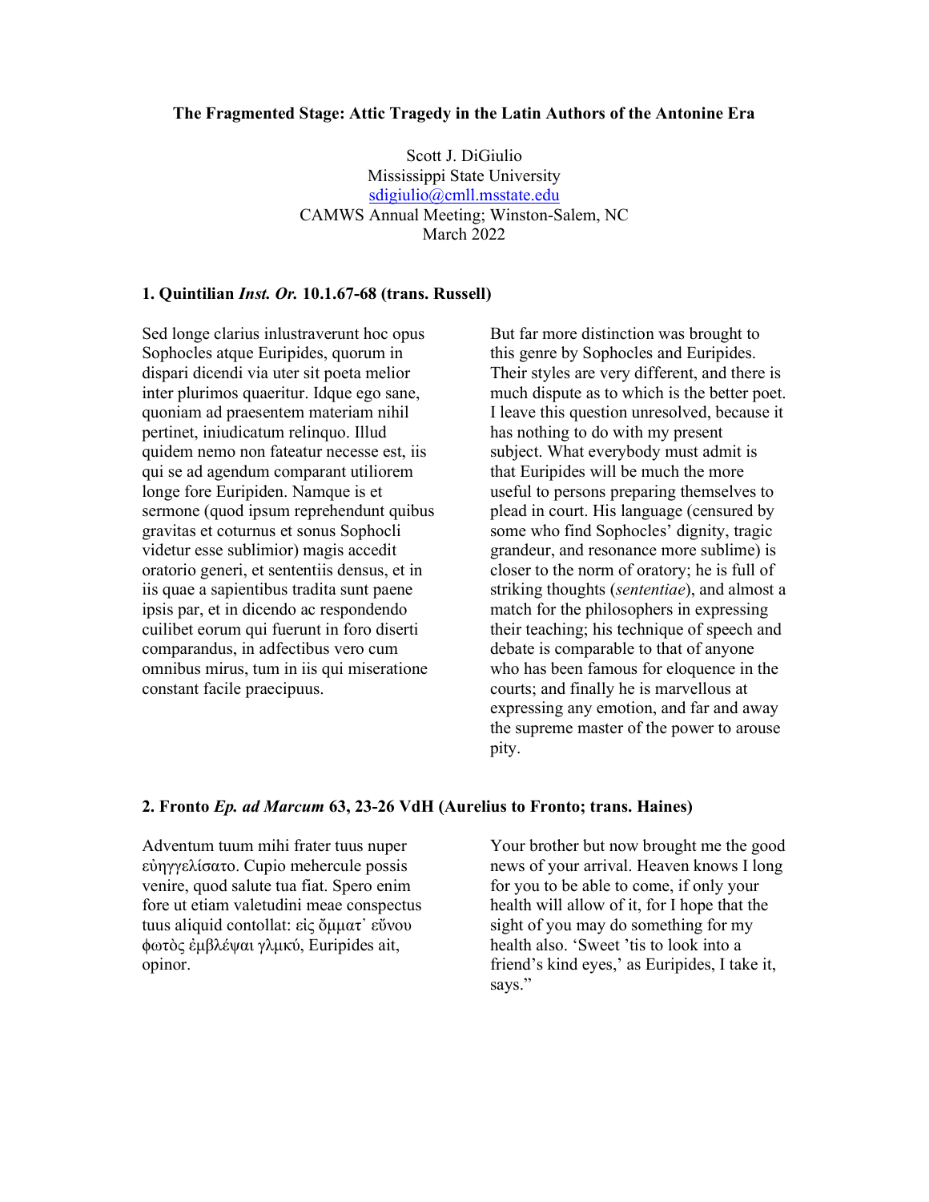**The Fragmented Stage: Attic Tragedy in the Latin Authors of the Antonine Era**

Scott J. DiGiulio
Mississippi State University
sdigiulio@cmll.msstate.edu
CAMWS Annual Meeting; Winston-Salem, NC
March 2022

**1. Quintilian *Inst. Or.* 10.1.67-68 (trans. Russell)**

Sed longe clarius inlustraverunt hoc opus Sophocles atque Euripides, quorum in dispari dicendi via uter sit poeta melior inter plurimos quaeritur. Idque ego sane, quoniam ad praesentem materiam nihil pertinet, iniudicatum relinquo. Illud quidem nemo non fateatur necesse est, iis qui se ad agendum comparant utiliorem longe fore Euripiden. Namque is et sermone (quod ipsum reprehendunt quibus gravitas et coturnus et sonus Sophocli videtur esse sublimior) magis accedit oratorio generi, et sententiis densus, et in iis quae a sapientibus tradita sunt paene ipsis par, et in dicendo ac respondendo cuilibet eorum qui fuerunt in foro diserti comparandus, in adfectibus vero cum omnibus mirus, tum in iis qui miseratione constant facile praecipuus.

But far more distinction was brought to this genre by Sophocles and Euripides. Their styles are very different, and there is much dispute as to which is the better poet. I leave this question unresolved, because it has nothing to do with my present subject. What everybody must admit is that Euripides will be much the more useful to persons preparing themselves to plead in court. His language (censured by some who find Sophocles' dignity, tragic grandeur, and resonance more sublime) is closer to the norm of oratory; he is full of striking thoughts (*sententiae*), and almost a match for the philosophers in expressing their teaching; his technique of speech and debate is comparable to that of anyone who has been famous for eloquence in the courts; and finally he is marvellous at expressing any emotion, and far and away the supreme master of the power to arouse pity.

**2. Fronto *Ep. ad Marcum* 63, 23-26 VdH (Aurelius to Fronto; trans. Haines)**

Adventum tuum mihi frater tuus nuper εὐηγγελίσατο. Cupio mehercule possis venire, quod salute tua fiat. Spero enim fore ut etiam valetudini meae conspectus tuus aliquid contollat: εἰς ὄμματ᾽ εὔνου φωτὸς ἐμβλέψαι γλυκύ, Euripides ait, opinor.

Your brother but now brought me the good news of your arrival. Heaven knows I long for you to be able to come, if only your health will allow of it, for I hope that the sight of you may do something for my health also. 'Sweet 'tis to look into a friend's kind eyes,' as Euripides, I take it, says."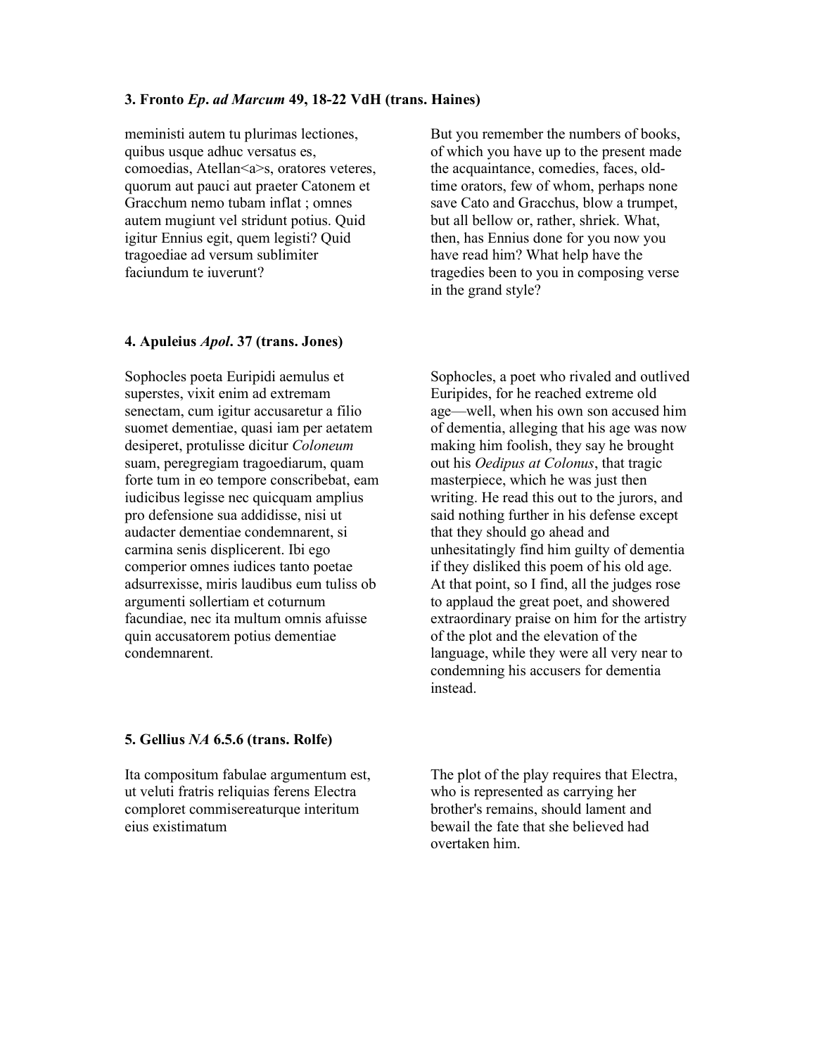### 3. Fronto *Ep. ad Marcum* 49, 18-22 VdH (trans. Haines)

meministi autem tu plurimas lectiones, quibus usque adhuc versatus es, comoedias, Atellan<a>s, oratores veteres, quorum aut pauci aut praeter Catonem et Gracchum nemo tubam inflat ; omnes autem mugiunt vel stridunt potius. Quid igitur Ennius egit, quem legisti? Quid tragoediae ad versum sublimiter faciundum te iuverunt?

But you remember the numbers of books, of which you have up to the present made the acquaintance, comedies, faces, old-time orators, few of whom, perhaps none save Cato and Gracchus, blow a trumpet, but all bellow or, rather, shriek. What, then, has Ennius done for you now you have read him? What help have the tragedies been to you in composing verse in the grand style?

### 4. Apuleius *Apol*. 37 (trans. Jones)

Sophocles poeta Euripidi aemulus et superstes, vixit enim ad extremam senectam, cum igitur accusaretur a filio suomet dementiae, quasi iam per aetatem desiperet, protulisse dicitur *Coloneum* suam, peregregiam tragoediarum, quam forte tum in eo tempore conscribebat, eam iudicibus legisse nec quicquam amplius pro defensione sua addidisse, nisi ut audacter dementiae condemnarent, si carmina senis displicerent. Ibi ego comperior omnes iudices tanto poetae adsurrexisse, miris laudibus eum tuliss ob argumenti sollertiam et coturnum facundiae, nec ita multum omnis afuisse quin accusatorem potius dementiae condemnarent.

Sophocles, a poet who rivaled and outlived Euripides, for he reached extreme old age—well, when his own son accused him of dementia, alleging that his age was now making him foolish, they say he brought out his *Oedipus at Colonus*, that tragic masterpiece, which he was just then writing. He read this out to the jurors, and said nothing further in his defense except that they should go ahead and unhesitatingly find him guilty of dementia if they disliked this poem of his old age. At that point, so I find, all the judges rose to applaud the great poet, and showered extraordinary praise on him for the artistry of the plot and the elevation of the language, while they were all very near to condemning his accusers for dementia instead.

### 5. Gellius *NA* 6.5.6 (trans. Rolfe)

Ita compositum fabulae argumentum est, ut veluti fratris reliquias ferens Electra comploret commisereaturque interitum eius existimatum

The plot of the play requires that Electra, who is represented as carrying her brother's remains, should lament and bewail the fate that she believed had overtaken him.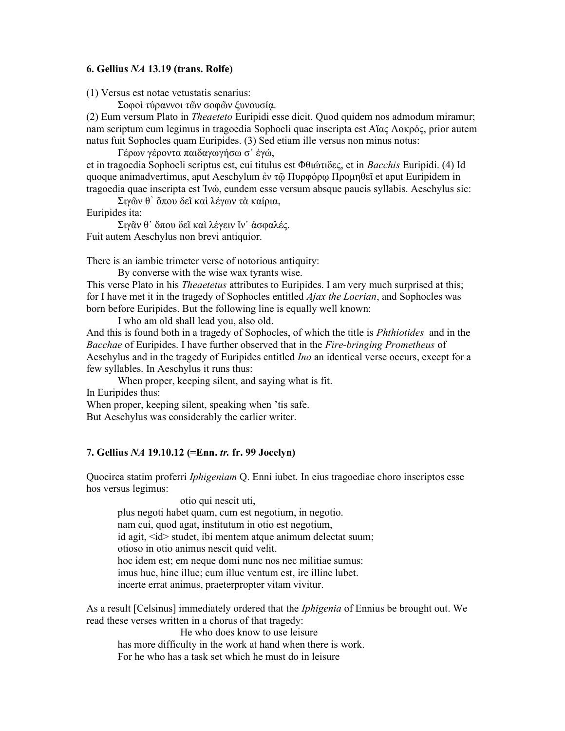### 6. Gellius *NA* 13.19 (trans. Rolfe)

(1) Versus est notae vetustatis senarius:

Σοφοὶ τύραννοι τῶν σοφῶν ξυνουσίᾳ.

(2) Eum versum Plato in *Theaeteto* Euripidi esse dicit. Quod quidem nos admodum miramur; nam scriptum eum legimus in tragoedia Sophocli quae inscripta est Αἴας Λοκρός, prior autem natus fuit Sophocles quam Euripides. (3) Sed etiam ille versus non minus notus:

Γέρων γέροντα παιδαγωγήσω σ᾽ ἐγώ,

et in tragoedia Sophocli scriptus est, cui titulus est Φθιώτιδες, et in *Bacchis* Euripidi. (4) Id quoque animadvertimus, aput Aeschylum ἐν τῷ Πυρφόρῳ Προμηθεῖ et aput Euripidem in tragoedia quae inscripta est Ἰνώ, eundem esse versum absque paucis syllabis. Aeschylus sic:

Σιγῶν θ᾽ ὅπου δεῖ καὶ λέγων τὰ καίρια,

Euripides ita:

Σιγᾶν θ᾽ ὅπου δεῖ καὶ λέγειν ἵν᾽ ἀσφαλές.

Fuit autem Aeschylus non brevi antiquior.

There is an iambic trimeter verse of notorious antiquity:

By converse with the wise wax tyrants wise.

This verse Plato in his *Theaetetus* attributes to Euripides. I am very much surprised at this; for I have met it in the tragedy of Sophocles entitled *Ajax the Locrian*, and Sophocles was born before Euripides. But the following line is equally well known:

I who am old shall lead you, also old.

And this is found both in a tragedy of Sophocles, of which the title is *Phthiotides* and in the *Bacchae* of Euripides. I have further observed that in the *Fire-bringing Prometheus* of Aeschylus and in the tragedy of Euripides entitled *Ino* an identical verse occurs, except for a few syllables. In Aeschylus it runs thus:

When proper, keeping silent, and saying what is fit.

In Euripides thus:

When proper, keeping silent, speaking when 'tis safe.

But Aeschylus was considerably the earlier writer.

### 7. Gellius *NA* 19.10.12 (=Enn. *tr.* fr. 99 Jocelyn)

Quocirca statim proferri *Iphigeniam* Q. Enni iubet. In eius tragoediae choro inscriptos esse hos versus legimus:

otio qui nescit uti,
plus negoti habet quam, cum est negotium, in negotio.
nam cui, quod agat, institutum in otio est negotium,
id agit, <id> studet, ibi mentem atque animum delectat suum;
otioso in otio animus nescit quid velit.
hoc idem est; em neque domi nunc nos nec militiae sumus:
imus huc, hinc illuc; cum illuc ventum est, ire illinc lubet.
incerte errat animus, praeterpropter vitam vivitur.

As a result [Celsinus] immediately ordered that the *Iphigenia* of Ennius be brought out. We read these verses written in a chorus of that tragedy:

He who does know to use leisure
has more difficulty in the work at hand when there is work.
For he who has a task set which he must do in leisure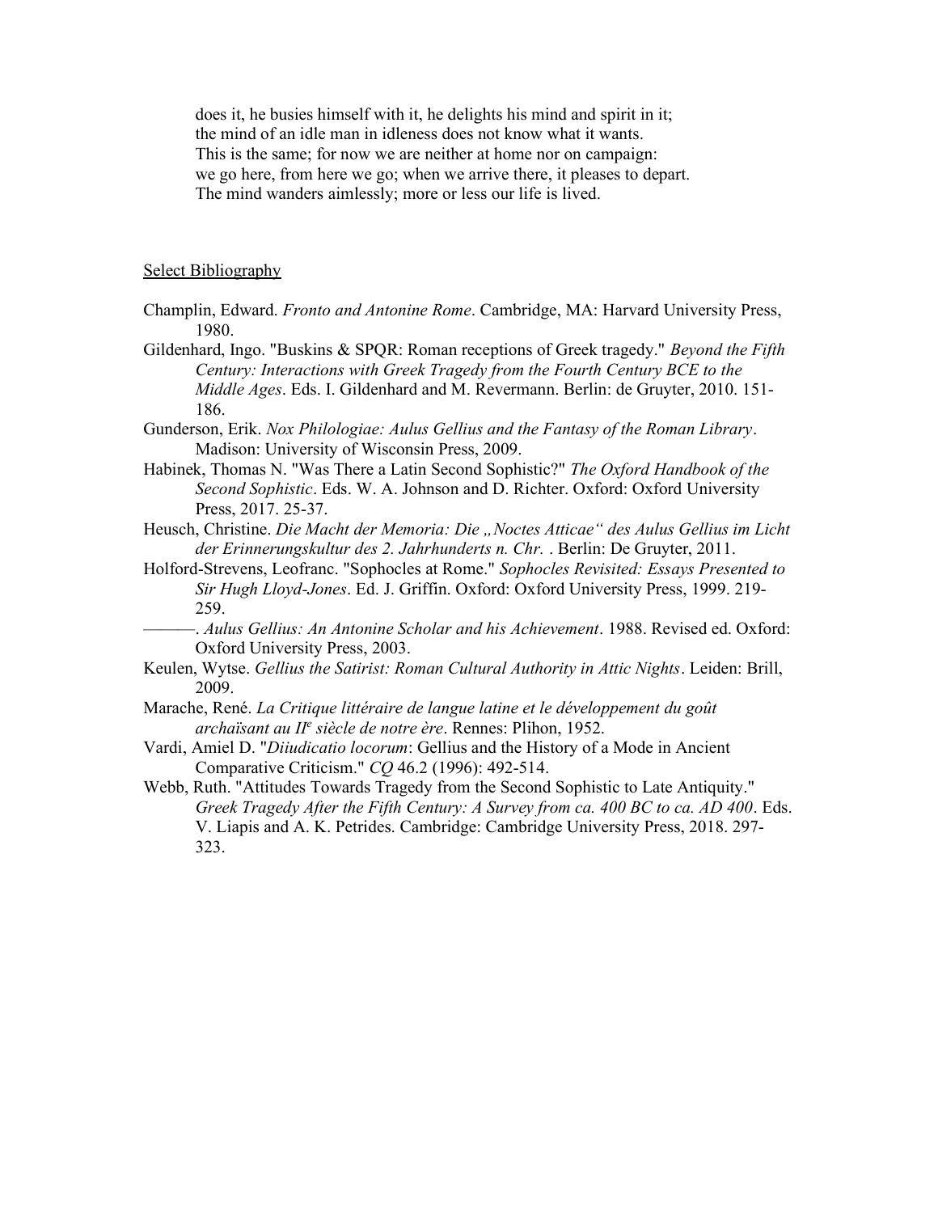does it, he busies himself with it, he delights his mind and spirit in it;
the mind of an idle man in idleness does not know what it wants.
This is the same; for now we are neither at home nor on campaign:
we go here, from here we go; when we arrive there, it pleases to depart.
The mind wanders aimlessly; more or less our life is lived.

## Select Bibliography

Champlin, Edward. *Fronto and Antonine Rome*. Cambridge, MA: Harvard University Press, 1980.

Gildenhard, Ingo. "Buskins & SPQR: Roman receptions of Greek tragedy." *Beyond the Fifth Century: Interactions with Greek Tragedy from the Fourth Century BCE to the Middle Ages*. Eds. I. Gildenhard and M. Revermann. Berlin: de Gruyter, 2010. 151-186.

Gunderson, Erik. *Nox Philologiae: Aulus Gellius and the Fantasy of the Roman Library*. Madison: University of Wisconsin Press, 2009.

Habinek, Thomas N. "Was There a Latin Second Sophistic?" *The Oxford Handbook of the Second Sophistic*. Eds. W. A. Johnson and D. Richter. Oxford: Oxford University Press, 2017. 25-37.

Heusch, Christine. *Die Macht der Memoria: Die „Noctes Atticae" des Aulus Gellius im Licht der Erinnerungskultur des 2. Jahrhunderts n. Chr.* . Berlin: De Gruyter, 2011.

Holford-Strevens, Leofranc. "Sophocles at Rome." *Sophocles Revisited: Essays Presented to Sir Hugh Lloyd-Jones*. Ed. J. Griffin. Oxford: Oxford University Press, 1999. 219-259.

———. *Aulus Gellius: An Antonine Scholar and his Achievement*. 1988. Revised ed. Oxford: Oxford University Press, 2003.

Keulen, Wytse. *Gellius the Satirist: Roman Cultural Authority in Attic Nights*. Leiden: Brill, 2009.

Marache, René. *La Critique littéraire de langue latine et le développement du goût archaïsant au II^e siècle de notre ère*. Rennes: Plihon, 1952.

Vardi, Amiel D. "*Diiudicatio locorum*: Gellius and the History of a Mode in Ancient Comparative Criticism." *CQ* 46.2 (1996): 492-514.

Webb, Ruth. "Attitudes Towards Tragedy from the Second Sophistic to Late Antiquity." *Greek Tragedy After the Fifth Century: A Survey from ca. 400 BC to ca. AD 400*. Eds. V. Liapis and A. K. Petrides. Cambridge: Cambridge University Press, 2018. 297-323.